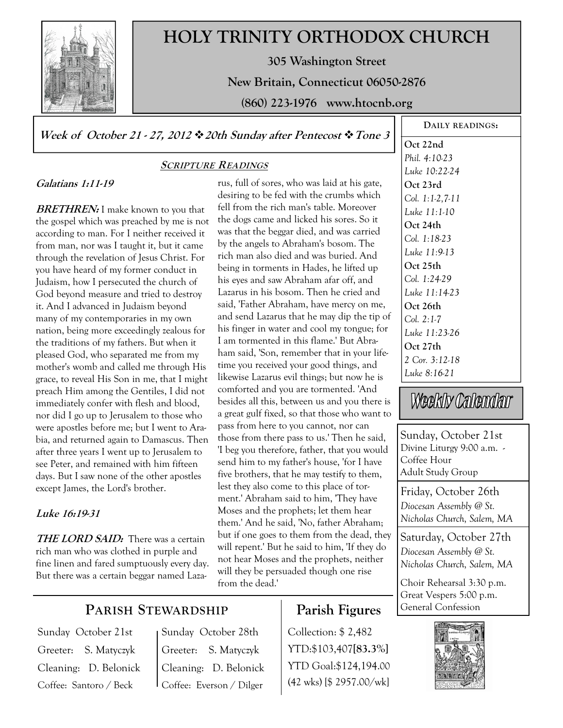# HOLY TRINITY ORTHODOX CHURCH

**305 Washington Street**

**New Britain, Connecticut 06050-2876**

**(860) 223-1976 www.htocnb.org**

***Week of October 21 - 27, 2012 ❖ 20th Sunday after Pentecost ❖ Tone 3***

## Scripture Readings

***Galatians 1:11-19***

***BRETHREN:*** I make known to you that the gospel which was preached by me is not according to man. For I neither received it from man, nor was I taught it, but it came through the revelation of Jesus Christ. For you have heard of my former conduct in Judaism, how I persecuted the church of God beyond measure and tried to destroy it. And I advanced in Judaism beyond many of my contemporaries in my own nation, being more exceedingly zealous for the traditions of my fathers. But when it pleased God, who separated me from my mother's womb and called me through His grace, to reveal His Son in me, that I might preach Him among the Gentiles, I did not immediately confer with flesh and blood, nor did I go up to Jerusalem to those who were apostles before me; but I went to Arabia, and returned again to Damascus. Then after three years I went up to Jerusalem to see Peter, and remained with him fifteen days. But I saw none of the other apostles except James, the Lord's brother.

***Luke 16:19-31***

***THE LORD SAID:*** There was a certain rich man who was clothed in purple and fine linen and fared sumptuously every day. But there was a certain beggar named Lazarus, full of sores, who was laid at his gate, desiring to be fed with the crumbs which fell from the rich man's table. Moreover the dogs came and licked his sores. So it was that the beggar died, and was carried by the angels to Abraham's bosom. The rich man also died and was buried. And being in torments in Hades, he lifted up his eyes and saw Abraham afar off, and Lazarus in his bosom. Then he cried and said, 'Father Abraham, have mercy on me, and send Lazarus that he may dip the tip of his finger in water and cool my tongue; for I am tormented in this flame.' But Abraham said, 'Son, remember that in your lifetime you received your good things, and likewise Lazarus evil things; but now he is comforted and you are tormented. 'And besides all this, between us and you there is a great gulf fixed, so that those who want to pass from here to you cannot, nor can those from there pass to us.' Then he said, 'I beg you therefore, father, that you would send him to my father's house, 'for I have five brothers, that he may testify to them, lest they also come to this place of torment.' Abraham said to him, 'They have Moses and the prophets; let them hear them.' And he said, 'No, father Abraham; but if one goes to them from the dead, they will repent.' But he said to him, 'If they do not hear Moses and the prophets, neither will they be persuaded though one rise from the dead.'

## Daily Readings:

**Oct 22nd**
*Phil. 4:10-23*
*Luke 10:22-24*

**Oct 23rd**
*Col. 1:1-2,7-11*
*Luke 11:1-10*

**Oct 24th**
*Col. 1:18-23*
*Luke 11:9-13*

**Oct 25th**
*Col. 1:24-29*
*Luke 11:14-23*

**Oct 26th**
*Col. 2:1-7*
*Luke 11:23-26*

**Oct 27th**
*2 Cor. 3:12-18*
*Luke 8:16-21*

## Weekly Calendar

**Sunday, October 21st**
Divine Liturgy 9:00 a.m. -
Coffee Hour
Adult Study Group

**Friday, October 26th**
*Diocesan Assembly @ St. Nicholas Church, Salem, MA*

**Saturday, October 27th**
*Diocesan Assembly @ St. Nicholas Church, Salem, MA*

Choir Rehearsal 3:30 p.m.
Great Vespers 5:00 p.m.
General Confession

## Parish Stewardship

| Sunday October 21st | Sunday October 28th |
|---|---|
| Greeter: S. Matyczyk | Greeter: S. Matyczyk |
| Cleaning: D. Belonick | Cleaning: D. Belonick |
| Coffee: Santoro / Beck | Coffee: Everson / Dilger |

## Parish Figures

Collection: $ 2,482
YTD:$103,407**[83.3%]**
YTD Goal:$124,194.00
(42 wks) [$ 2957.00/wk]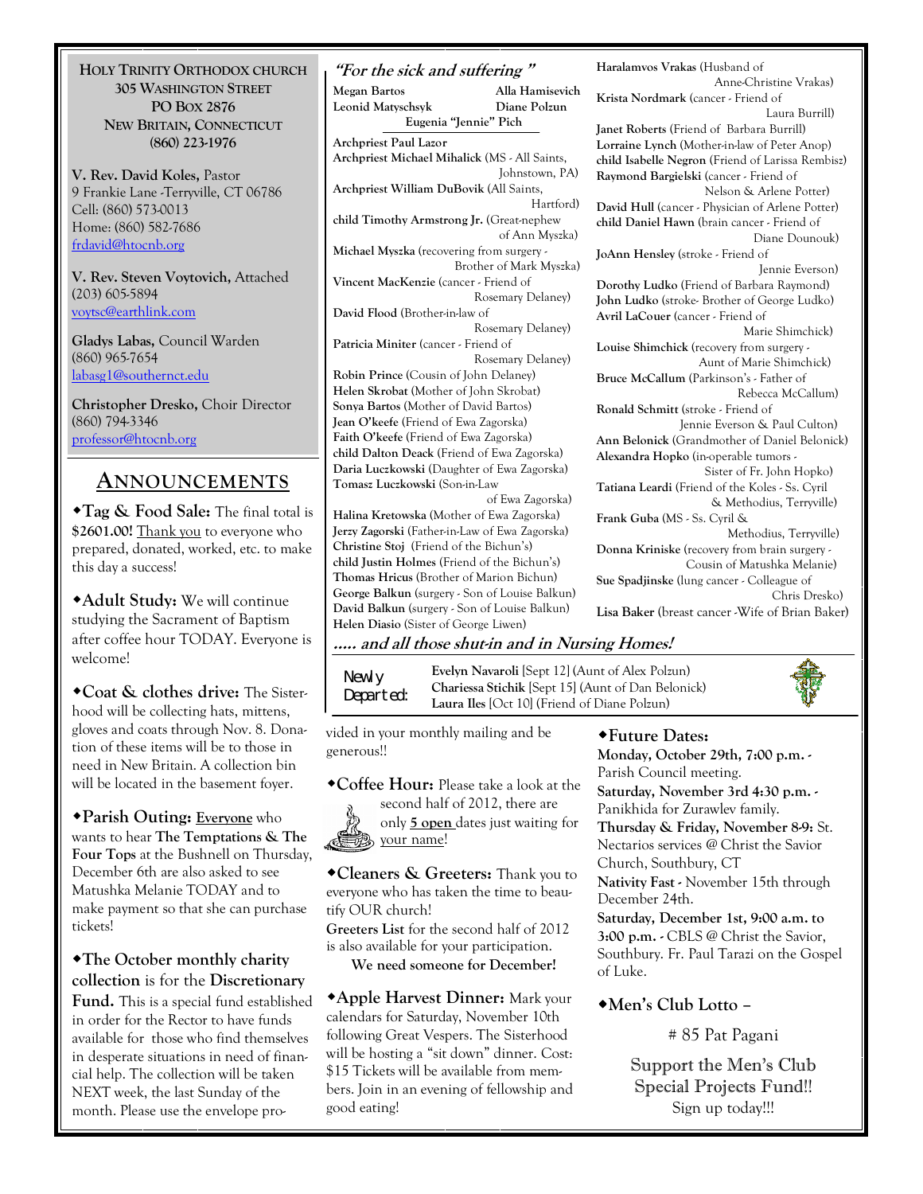**HOLY TRINITY ORTHODOX CHURCH**
**305 WASHINGTON STREET**
**PO BOX 2876**
**NEW BRITAIN, CONNECTICUT**
**(860) 223-1976**

**V. Rev. David Koles,** Pastor
9 Frankie Lane -Terryville, CT 06786
Cell: (860) 573-0013
Home: (860) 582-7686
frdavid@htocnb.org

**V. Rev. Steven Voytovich,** Attached
(203) 605-5894
voytsc@earthlink.com

**Gladys Labas,** Council Warden
(860) 965-7654
labasg1@southernct.edu

**Christopher Dresko,** Choir Director
(860) 794-3346
professor@htocnb.org

## ANNOUNCEMENTS

◆**Tag & Food Sale:** The final total is **$2601.00!** Thank you to everyone who prepared, donated, worked, etc. to make this day a success!

◆**Adult Study:** We will continue studying the Sacrament of Baptism after coffee hour TODAY. Everyone is welcome!

◆**Coat & clothes drive:** The Sisterhood will be collecting hats, mittens, gloves and coats through Nov. 8. Donation of these items will be to those in need in New Britain. A collection bin will be located in the basement foyer.

◆**Parish Outing:** **Everyone** who wants to hear **The Temptations & The Four Tops** at the Bushnell on Thursday, December 6th are also asked to see Matushka Melanie TODAY and to make payment so that she can purchase tickets!

◆**The October monthly charity collection** is for the **Discretionary Fund.** This is a special fund established in order for the Rector to have funds available for those who find themselves in desperate situations in need of financial help. The collection will be taken NEXT week, the last Sunday of the month. Please use the envelope provided in your monthly mailing and be generous!!

◆**Coffee Hour:** Please take a look at the second half of 2012, there are only **5 open** dates just waiting for your name!

◆**Cleaners & Greeters:** Thank you to everyone who has taken the time to beautify OUR church!
**Greeters List** for the second half of 2012 is also available for your participation.
**We need someone for December!**

◆**Apple Harvest Dinner:** Mark your calendars for Saturday, November 10th following Great Vespers. The Sisterhood will be hosting a "sit down" dinner. Cost: $15 Tickets will be available from members. Join in an evening of fellowship and good eating!

### *"For the sick and suffering"*

**Megan Bartos**
**Alla Hamisevich**
**Leonid Matyschsyk**
**Diane Polzun**
**Eugenia "Jennie" Pich**

**Archpriest Paul Lazor**
**Archpriest Michael Mihalick** (MS - All Saints, Johnstown, PA)
**Archpriest William DuBovik** (All Saints, Hartford)
**child Timothy Armstrong Jr.** (Great-nephew of Ann Myszka)
**Michael Myszka** (recovering from surgery - Brother of Mark Myszka)
**Vincent MacKenzie** (cancer - Friend of Rosemary Delaney)
**David Flood** (Brother-in-law of Rosemary Delaney)
**Patricia Miniter** (cancer - Friend of Rosemary Delaney)
**Robin Prince** (Cousin of John Delaney)
**Helen Skrobat** (Mother of John Skrobat)
**Sonya Bartos** (Mother of David Bartos)
**Jean O'keefe** (Friend of Ewa Zagorska)
**Faith O'keefe** (Friend of Ewa Zagorska)
**child Dalton Deack** (Friend of Ewa Zagorska)
**Daria Luczkowski** (Daughter of Ewa Zagorska)
**Tomasz Luczkowski** (Son-in-Law of Ewa Zagorska)
**Halina Kretowska** (Mother of Ewa Zagorska)
**Jerzy Zagorski** (Father-in-Law of Ewa Zagorska)
**Christine Stoj** (Friend of the Bichun's)
**child Justin Holmes** (Friend of the Bichun's)
**Thomas Hricus** (Brother of Marion Bichun)
**George Balkun** (surgery - Son of Louise Balkun)
**David Balkun** (surgery - Son of Louise Balkun)
**Helen Diasio** (Sister of George Liwen)
**Haralamvos Vrakas** (Husband of Anne-Christine Vrakas)
**Krista Nordmark** (cancer - Friend of Laura Burrill)
**Janet Roberts** (Friend of Barbara Burrill)
**Lorraine Lynch** (Mother-in-law of Peter Anop)
**child Isabelle Negron** (Friend of Larissa Rembisz)
**Raymond Bargielski** (cancer - Friend of Nelson & Arlene Potter)
**David Hull** (cancer - Physician of Arlene Potter)
**child Daniel Hawn** (brain cancer - Friend of Diane Dounouk)
**JoAnn Hensley** (stroke - Friend of Jennie Everson)
**Dorothy Ludko** (Friend of Barbara Raymond)
**John Ludko** (stroke- Brother of George Ludko)
**Avril LaCouer** (cancer - Friend of Marie Shimchick)
**Louise Shimchick** (recovery from surgery - Aunt of Marie Shimchick)
**Bruce McCallum** (Parkinson's - Father of Rebecca McCallum)
**Ronald Schmitt** (stroke - Friend of Jennie Everson & Paul Culton)
**Ann Belonick** (Grandmother of Daniel Belonick)
**Alexandra Hopko** (in-operable tumors - Sister of Fr. John Hopko)
**Tatiana Leardi** (Friend of the Koles - Ss. Cyril & Methodius, Terryville)
**Frank Guba** (MS - Ss. Cyril & Methodius, Terryville)
**Donna Kriniske** (recovery from brain surgery - Cousin of Matushka Melanie)
**Sue Spadjinske** (lung cancer - Colleague of Chris Dresko)
**Lisa Baker** (breast cancer -Wife of Brian Baker)

***..... and all those shut-in and in Nursing Homes!***

**Newly Departed:**
**Evelyn Navaroli** [Sept 12] (Aunt of Alex Polzun)
**Chariessa Stichik** [Sept 15] (Aunt of Dan Belonick)
**Laura Iles** [Oct 10] (Friend of Diane Polzun)

◆**Future Dates:**
**Monday, October 29th, 7:00 p.m. -** Parish Council meeting.
**Saturday, November 3rd 4:30 p.m. -** Panikhida for Zurawlev family.
**Thursday & Friday, November 8-9:** St. Nectarios services @ Christ the Savior Church, Southbury, CT
**Nativity Fast -** November 15th through December 24th.
**Saturday, December 1st, 9:00 a.m. to 3:00 p.m. -** CBLS @ Christ the Savior, Southbury. Fr. Paul Tarazi on the Gospel of Luke.

◆**Men's Club Lotto –**

# 85 Pat Pagani

Support the Men's Club Special Projects Fund!!
Sign up today!!!